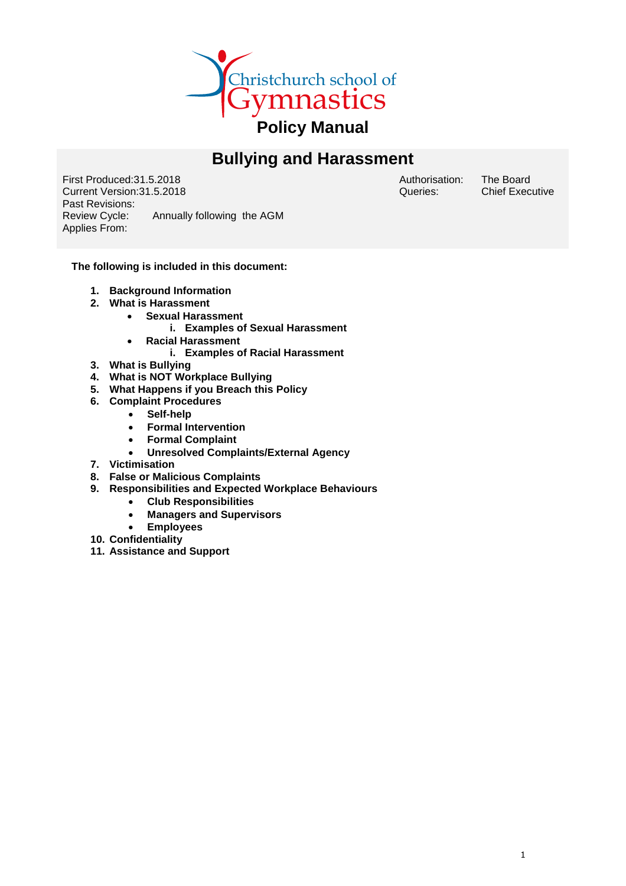Christchurch school of Gymnastics

# Policy Manual

## Bullying and Harassment

| | | | |
|---|---|---|---|
| First Produced: | 31.5.2018 | Authorisation: | The Board |
| Current Version: | 31.5.2018 | Queries: | Chief Executive |
| Past Revisions: | | | |
| Review Cycle: | Annually following the AGM | | |
| Applies From: | | | |

**The following is included in this document:**

1. **Background Information**
2. **What is Harassment**
   - **Sexual Harassment**
     - i. **Examples of Sexual Harassment**
   - **Racial Harassment**
     - i. **Examples of Racial Harassment**
3. **What is Bullying**
4. **What is NOT Workplace Bullying**
5. **What Happens if you Breach this Policy**
6. **Complaint Procedures**
   - **Self-help**
   - **Formal Intervention**
   - **Formal Complaint**
   - **Unresolved Complaints/External Agency**
7. **Victimisation**
8. **False or Malicious Complaints**
9. **Responsibilities and Expected Workplace Behaviours**
   - **Club Responsibilities**
   - **Managers and Supervisors**
   - **Employees**
10. **Confidentiality**
11. **Assistance and Support**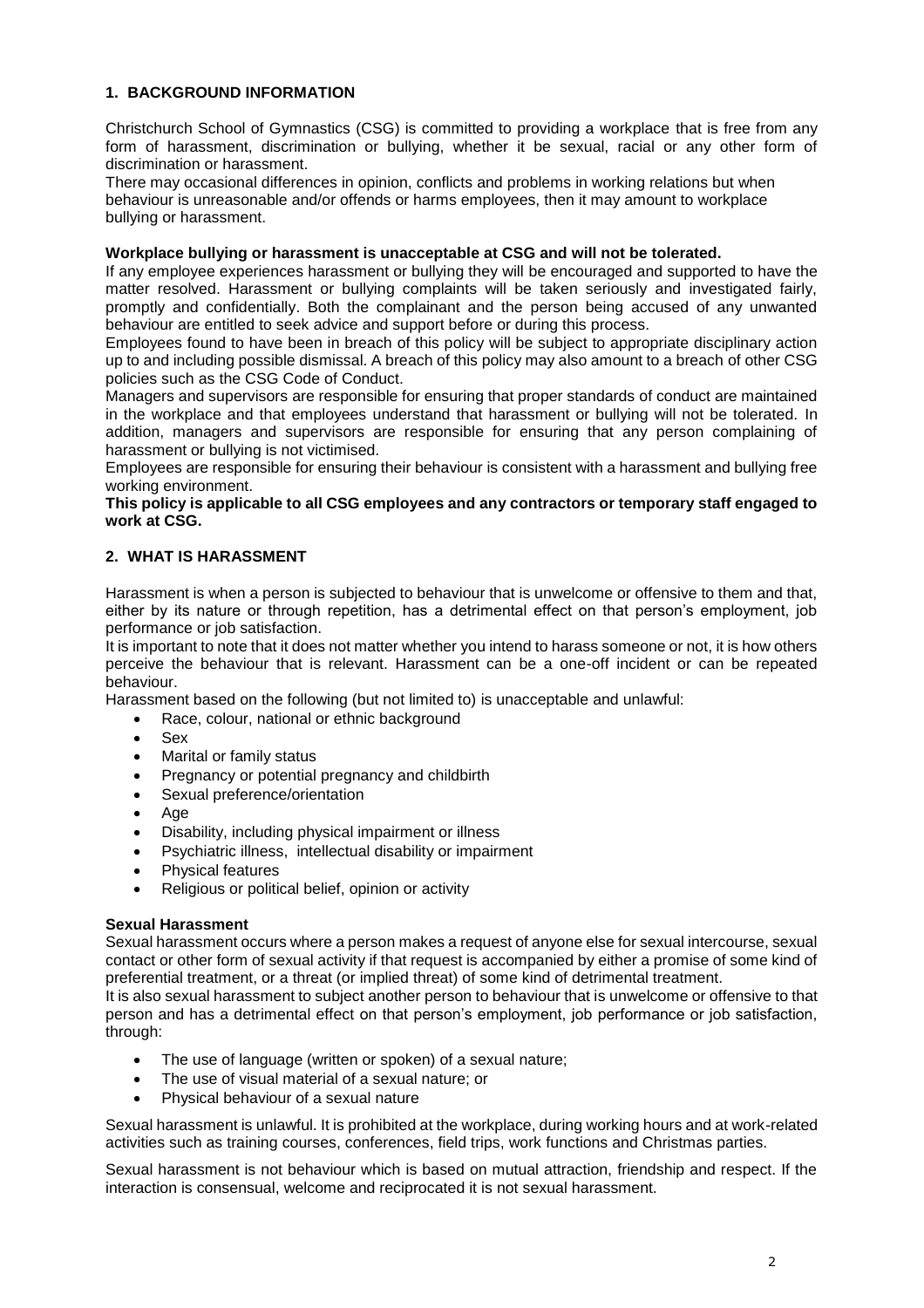## 1. BACKGROUND INFORMATION

Christchurch School of Gymnastics (CSG) is committed to providing a workplace that is free from any form of harassment, discrimination or bullying, whether it be sexual, racial or any other form of discrimination or harassment.

There may occasional differences in opinion, conflicts and problems in working relations but when behaviour is unreasonable and/or offends or harms employees, then it may amount to workplace bullying or harassment.

**Workplace bullying or harassment is unacceptable at CSG and will not be tolerated.**

If any employee experiences harassment or bullying they will be encouraged and supported to have the matter resolved. Harassment or bullying complaints will be taken seriously and investigated fairly, promptly and confidentially. Both the complainant and the person being accused of any unwanted behaviour are entitled to seek advice and support before or during this process.

Employees found to have been in breach of this policy will be subject to appropriate disciplinary action up to and including possible dismissal. A breach of this policy may also amount to a breach of other CSG policies such as the CSG Code of Conduct.

Managers and supervisors are responsible for ensuring that proper standards of conduct are maintained in the workplace and that employees understand that harassment or bullying will not be tolerated. In addition, managers and supervisors are responsible for ensuring that any person complaining of harassment or bullying is not victimised.

Employees are responsible for ensuring their behaviour is consistent with a harassment and bullying free working environment.

**This policy is applicable to all CSG employees and any contractors or temporary staff engaged to work at CSG.**

## 2. WHAT IS HARASSMENT

Harassment is when a person is subjected to behaviour that is unwelcome or offensive to them and that, either by its nature or through repetition, has a detrimental effect on that person's employment, job performance or job satisfaction.

It is important to note that it does not matter whether you intend to harass someone or not, it is how others perceive the behaviour that is relevant. Harassment can be a one-off incident or can be repeated behaviour.

Harassment based on the following (but not limited to) is unacceptable and unlawful:

- Race, colour, national or ethnic background
- Sex
- Marital or family status
- Pregnancy or potential pregnancy and childbirth
- Sexual preference/orientation
- Age
- Disability, including physical impairment or illness
- Psychiatric illness, intellectual disability or impairment
- Physical features
- Religious or political belief, opinion or activity

**Sexual Harassment**

Sexual harassment occurs where a person makes a request of anyone else for sexual intercourse, sexual contact or other form of sexual activity if that request is accompanied by either a promise of some kind of preferential treatment, or a threat (or implied threat) of some kind of detrimental treatment.

It is also sexual harassment to subject another person to behaviour that is unwelcome or offensive to that person and has a detrimental effect on that person's employment, job performance or job satisfaction, through:

- The use of language (written or spoken) of a sexual nature;
- The use of visual material of a sexual nature; or
- Physical behaviour of a sexual nature

Sexual harassment is unlawful. It is prohibited at the workplace, during working hours and at work-related activities such as training courses, conferences, field trips, work functions and Christmas parties.

Sexual harassment is not behaviour which is based on mutual attraction, friendship and respect. If the interaction is consensual, welcome and reciprocated it is not sexual harassment.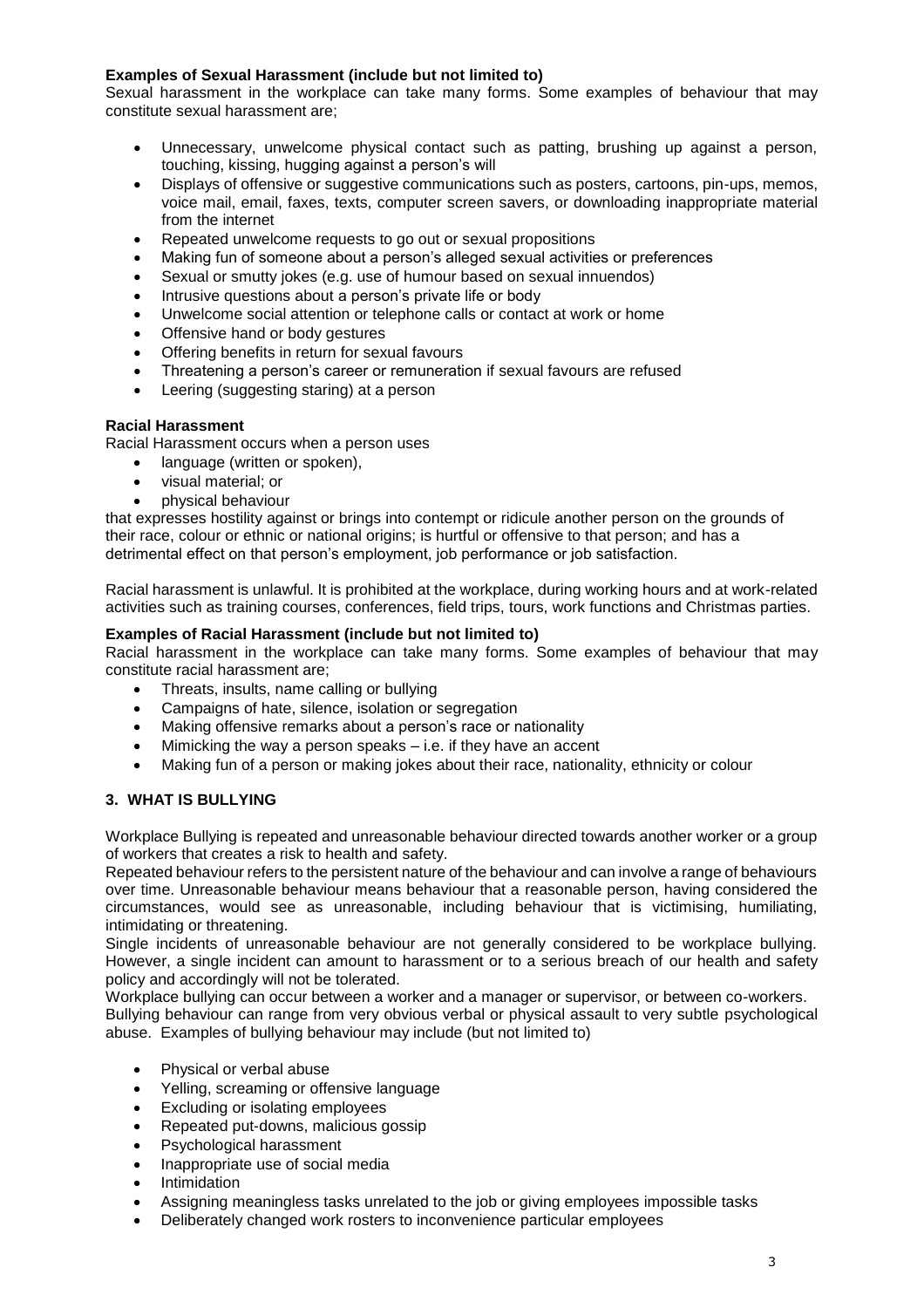**Examples of Sexual Harassment (include but not limited to)**

Sexual harassment in the workplace can take many forms. Some examples of behaviour that may constitute sexual harassment are;

- Unnecessary, unwelcome physical contact such as patting, brushing up against a person, touching, kissing, hugging against a person's will
- Displays of offensive or suggestive communications such as posters, cartoons, pin-ups, memos, voice mail, email, faxes, texts, computer screen savers, or downloading inappropriate material from the internet
- Repeated unwelcome requests to go out or sexual propositions
- Making fun of someone about a person's alleged sexual activities or preferences
- Sexual or smutty jokes (e.g. use of humour based on sexual innuendos)
- Intrusive questions about a person's private life or body
- Unwelcome social attention or telephone calls or contact at work or home
- Offensive hand or body gestures
- Offering benefits in return for sexual favours
- Threatening a person's career or remuneration if sexual favours are refused
- Leering (suggesting staring) at a person

**Racial Harassment**

Racial Harassment occurs when a person uses

- language (written or spoken),
- visual material; or
- physical behaviour

that expresses hostility against or brings into contempt or ridicule another person on the grounds of their race, colour or ethnic or national origins; is hurtful or offensive to that person; and has a detrimental effect on that person's employment, job performance or job satisfaction.

Racial harassment is unlawful. It is prohibited at the workplace, during working hours and at work-related activities such as training courses, conferences, field trips, tours, work functions and Christmas parties.

**Examples of Racial Harassment (include but not limited to)**

Racial harassment in the workplace can take many forms. Some examples of behaviour that may constitute racial harassment are;

- Threats, insults, name calling or bullying
- Campaigns of hate, silence, isolation or segregation
- Making offensive remarks about a person's race or nationality
- Mimicking the way a person speaks – i.e. if they have an accent
- Making fun of a person or making jokes about their race, nationality, ethnicity or colour

## 3. WHAT IS BULLYING

Workplace Bullying is repeated and unreasonable behaviour directed towards another worker or a group of workers that creates a risk to health and safety.

Repeated behaviour refers to the persistent nature of the behaviour and can involve a range of behaviours over time. Unreasonable behaviour means behaviour that a reasonable person, having considered the circumstances, would see as unreasonable, including behaviour that is victimising, humiliating, intimidating or threatening.

Single incidents of unreasonable behaviour are not generally considered to be workplace bullying. However, a single incident can amount to harassment or to a serious breach of our health and safety policy and accordingly will not be tolerated.

Workplace bullying can occur between a worker and a manager or supervisor, or between co-workers.

Bullying behaviour can range from very obvious verbal or physical assault to very subtle psychological abuse. Examples of bullying behaviour may include (but not limited to)

- Physical or verbal abuse
- Yelling, screaming or offensive language
- Excluding or isolating employees
- Repeated put-downs, malicious gossip
- Psychological harassment
- Inappropriate use of social media
- Intimidation
- Assigning meaningless tasks unrelated to the job or giving employees impossible tasks
- Deliberately changed work rosters to inconvenience particular employees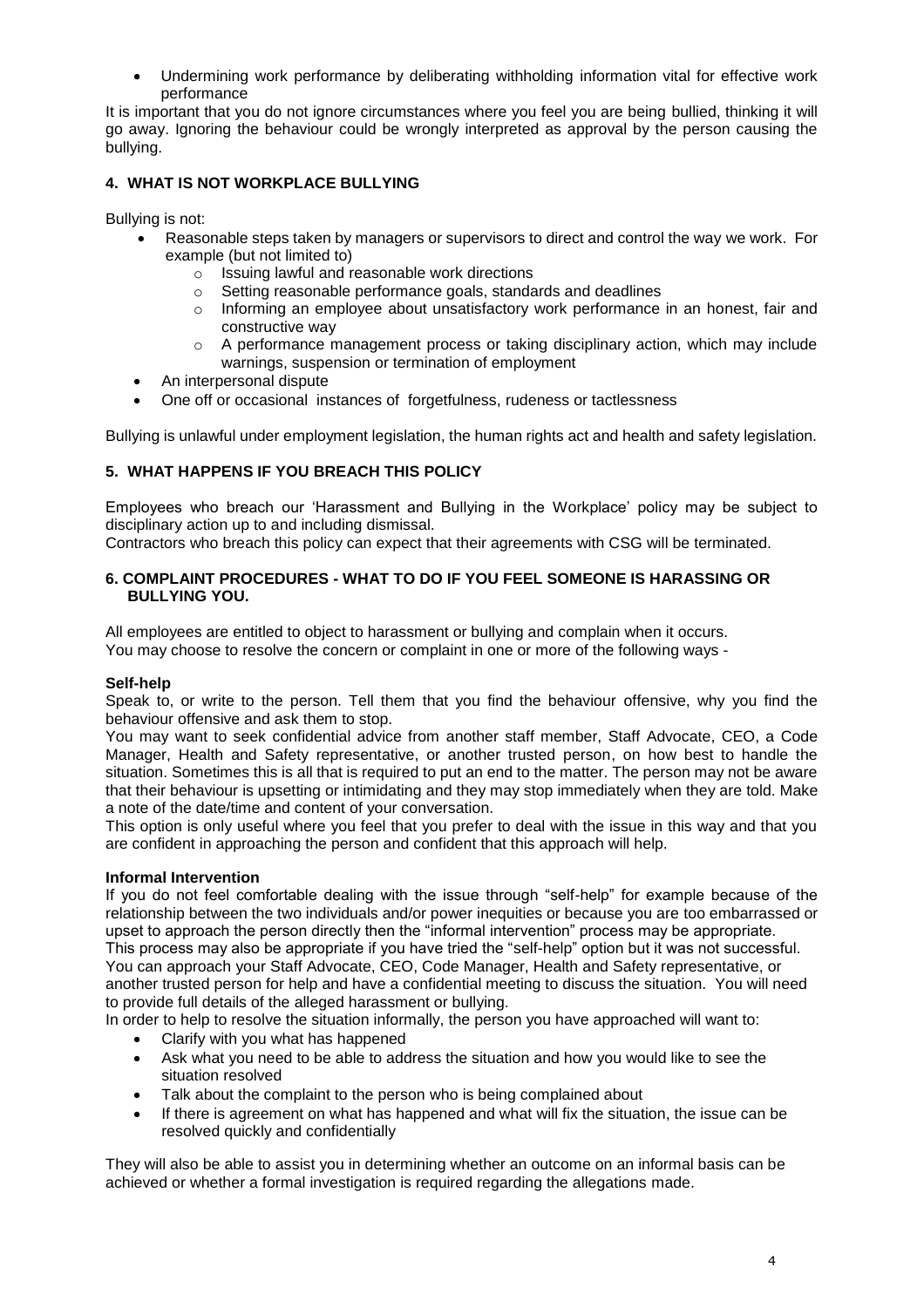- Undermining work performance by deliberating withholding information vital for effective work performance

It is important that you do not ignore circumstances where you feel you are being bullied, thinking it will go away. Ignoring the behaviour could be wrongly interpreted as approval by the person causing the bullying.

## 4. WHAT IS NOT WORKPLACE BULLYING

Bullying is not:

- Reasonable steps taken by managers or supervisors to direct and control the way we work. For example (but not limited to)
  - Issuing lawful and reasonable work directions
  - Setting reasonable performance goals, standards and deadlines
  - Informing an employee about unsatisfactory work performance in an honest, fair and constructive way
  - A performance management process or taking disciplinary action, which may include warnings, suspension or termination of employment
- An interpersonal dispute
- One off or occasional instances of forgetfulness, rudeness or tactlessness

Bullying is unlawful under employment legislation, the human rights act and health and safety legislation.

## 5. WHAT HAPPENS IF YOU BREACH THIS POLICY

Employees who breach our 'Harassment and Bullying in the Workplace' policy may be subject to disciplinary action up to and including dismissal.

Contractors who breach this policy can expect that their agreements with CSG will be terminated.

## 6. COMPLAINT PROCEDURES - WHAT TO DO IF YOU FEEL SOMEONE IS HARASSING OR BULLYING YOU.

All employees are entitled to object to harassment or bullying and complain when it occurs.
You may choose to resolve the concern or complaint in one or more of the following ways -

**Self-help**

Speak to, or write to the person. Tell them that you find the behaviour offensive, why you find the behaviour offensive and ask them to stop.

You may want to seek confidential advice from another staff member, Staff Advocate, CEO, a Code Manager, Health and Safety representative, or another trusted person, on how best to handle the situation. Sometimes this is all that is required to put an end to the matter. The person may not be aware that their behaviour is upsetting or intimidating and they may stop immediately when they are told. Make a note of the date/time and content of your conversation.

This option is only useful where you feel that you prefer to deal with the issue in this way and that you are confident in approaching the person and confident that this approach will help.

**Informal Intervention**

If you do not feel comfortable dealing with the issue through "self-help" for example because of the relationship between the two individuals and/or power inequities or because you are too embarrassed or upset to approach the person directly then the "informal intervention" process may be appropriate.

This process may also be appropriate if you have tried the "self-help" option but it was not successful.

You can approach your Staff Advocate, CEO, Code Manager, Health and Safety representative, or another trusted person for help and have a confidential meeting to discuss the situation. You will need to provide full details of the alleged harassment or bullying.

In order to help to resolve the situation informally, the person you have approached will want to:

- Clarify with you what has happened
- Ask what you need to be able to address the situation and how you would like to see the situation resolved
- Talk about the complaint to the person who is being complained about
- If there is agreement on what has happened and what will fix the situation, the issue can be resolved quickly and confidentially

They will also be able to assist you in determining whether an outcome on an informal basis can be achieved or whether a formal investigation is required regarding the allegations made.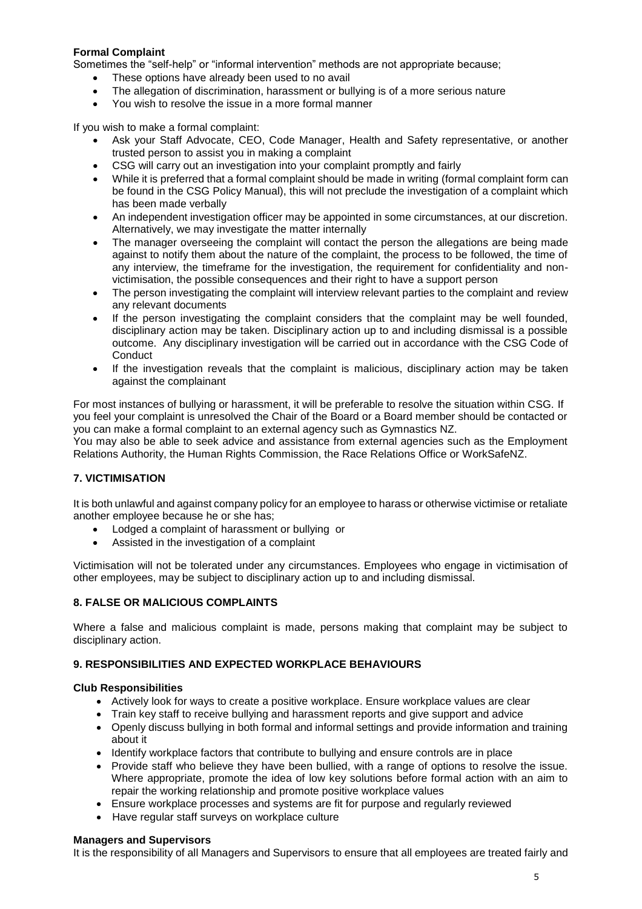**Formal Complaint**

Sometimes the "self-help" or "informal intervention" methods are not appropriate because;

- These options have already been used to no avail
- The allegation of discrimination, harassment or bullying is of a more serious nature
- You wish to resolve the issue in a more formal manner

If you wish to make a formal complaint:

- Ask your Staff Advocate, CEO, Code Manager, Health and Safety representative, or another trusted person to assist you in making a complaint
- CSG will carry out an investigation into your complaint promptly and fairly
- While it is preferred that a formal complaint should be made in writing (formal complaint form can be found in the CSG Policy Manual), this will not preclude the investigation of a complaint which has been made verbally
- An independent investigation officer may be appointed in some circumstances, at our discretion. Alternatively, we may investigate the matter internally
- The manager overseeing the complaint will contact the person the allegations are being made against to notify them about the nature of the complaint, the process to be followed, the time of any interview, the timeframe for the investigation, the requirement for confidentiality and non-victimisation, the possible consequences and their right to have a support person
- The person investigating the complaint will interview relevant parties to the complaint and review any relevant documents
- If the person investigating the complaint considers that the complaint may be well founded, disciplinary action may be taken. Disciplinary action up to and including dismissal is a possible outcome. Any disciplinary investigation will be carried out in accordance with the CSG Code of Conduct
- If the investigation reveals that the complaint is malicious, disciplinary action may be taken against the complainant

For most instances of bullying or harassment, it will be preferable to resolve the situation within CSG. If you feel your complaint is unresolved the Chair of the Board or a Board member should be contacted or you can make a formal complaint to an external agency such as Gymnastics NZ.

You may also be able to seek advice and assistance from external agencies such as the Employment Relations Authority, the Human Rights Commission, the Race Relations Office or WorkSafeNZ.

## 7. VICTIMISATION

It is both unlawful and against company policy for an employee to harass or otherwise victimise or retaliate another employee because he or she has;

- Lodged a complaint of harassment or bullying or
- Assisted in the investigation of a complaint

Victimisation will not be tolerated under any circumstances. Employees who engage in victimisation of other employees, may be subject to disciplinary action up to and including dismissal.

## 8. FALSE OR MALICIOUS COMPLAINTS

Where a false and malicious complaint is made, persons making that complaint may be subject to disciplinary action.

## 9. RESPONSIBILITIES AND EXPECTED WORKPLACE BEHAVIOURS

**Club Responsibilities**

- Actively look for ways to create a positive workplace. Ensure workplace values are clear
- Train key staff to receive bullying and harassment reports and give support and advice
- Openly discuss bullying in both formal and informal settings and provide information and training about it
- Identify workplace factors that contribute to bullying and ensure controls are in place
- Provide staff who believe they have been bullied, with a range of options to resolve the issue. Where appropriate, promote the idea of low key solutions before formal action with an aim to repair the working relationship and promote positive workplace values
- Ensure workplace processes and systems are fit for purpose and regularly reviewed
- Have regular staff surveys on workplace culture

**Managers and Supervisors**

It is the responsibility of all Managers and Supervisors to ensure that all employees are treated fairly and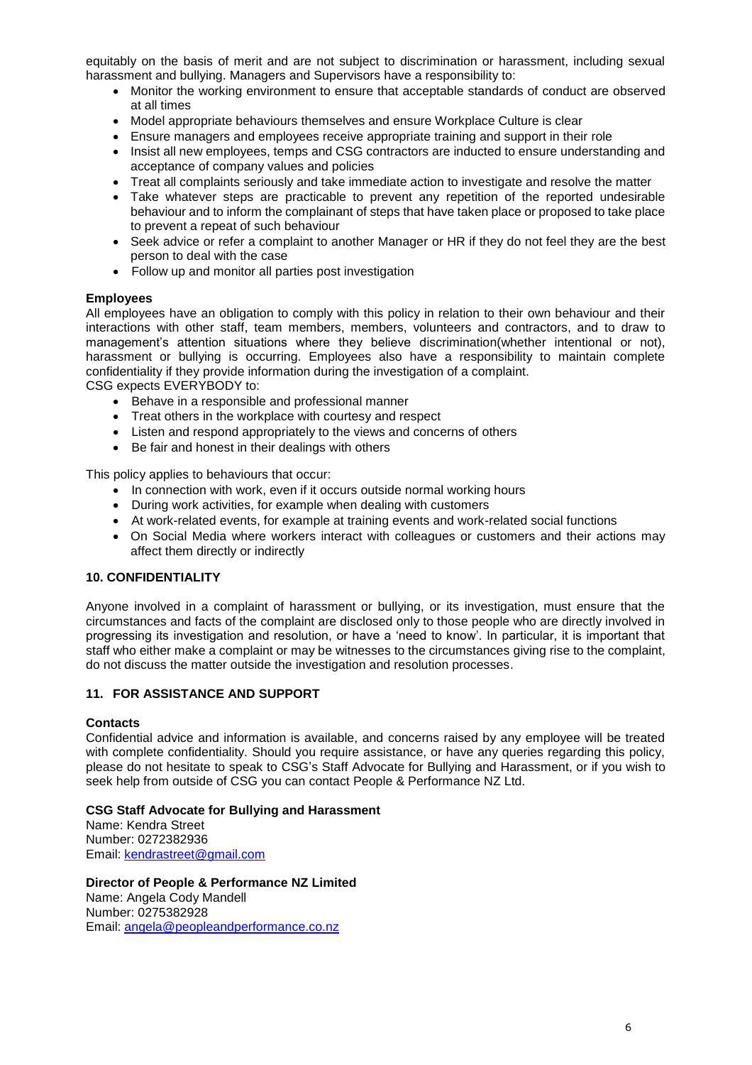equitably on the basis of merit and are not subject to discrimination or harassment, including sexual harassment and bullying. Managers and Supervisors have a responsibility to:

- Monitor the working environment to ensure that acceptable standards of conduct are observed at all times
- Model appropriate behaviours themselves and ensure Workplace Culture is clear
- Ensure managers and employees receive appropriate training and support in their role
- Insist all new employees, temps and CSG contractors are inducted to ensure understanding and acceptance of company values and policies
- Treat all complaints seriously and take immediate action to investigate and resolve the matter
- Take whatever steps are practicable to prevent any repetition of the reported undesirable behaviour and to inform the complainant of steps that have taken place or proposed to take place to prevent a repeat of such behaviour
- Seek advice or refer a complaint to another Manager or HR if they do not feel they are the best person to deal with the case
- Follow up and monitor all parties post investigation

**Employees**

All employees have an obligation to comply with this policy in relation to their own behaviour and their interactions with other staff, team members, members, volunteers and contractors, and to draw to management's attention situations where they believe discrimination(whether intentional or not), harassment or bullying is occurring. Employees also have a responsibility to maintain complete confidentiality if they provide information during the investigation of a complaint.

CSG expects EVERYBODY to:

- Behave in a responsible and professional manner
- Treat others in the workplace with courtesy and respect
- Listen and respond appropriately to the views and concerns of others
- Be fair and honest in their dealings with others

This policy applies to behaviours that occur:

- In connection with work, even if it occurs outside normal working hours
- During work activities, for example when dealing with customers
- At work-related events, for example at training events and work-related social functions
- On Social Media where workers interact with colleagues or customers and their actions may affect them directly or indirectly

## 10. CONFIDENTIALITY

Anyone involved in a complaint of harassment or bullying, or its investigation, must ensure that the circumstances and facts of the complaint are disclosed only to those people who are directly involved in progressing its investigation and resolution, or have a 'need to know'. In particular, it is important that staff who either make a complaint or may be witnesses to the circumstances giving rise to the complaint, do not discuss the matter outside the investigation and resolution processes.

## 11. FOR ASSISTANCE AND SUPPORT

**Contacts**

Confidential advice and information is available, and concerns raised by any employee will be treated with complete confidentiality. Should you require assistance, or have any queries regarding this policy, please do not hesitate to speak to CSG's Staff Advocate for Bullying and Harassment, or if you wish to seek help from outside of CSG you can contact People & Performance NZ Ltd.

**CSG Staff Advocate for Bullying and Harassment**

Name: Kendra Street
Number: 0272382936
Email: kendrastreet@gmail.com

**Director of People & Performance NZ Limited**

Name: Angela Cody Mandell
Number: 0275382928
Email: angela@peopleandperformance.co.nz